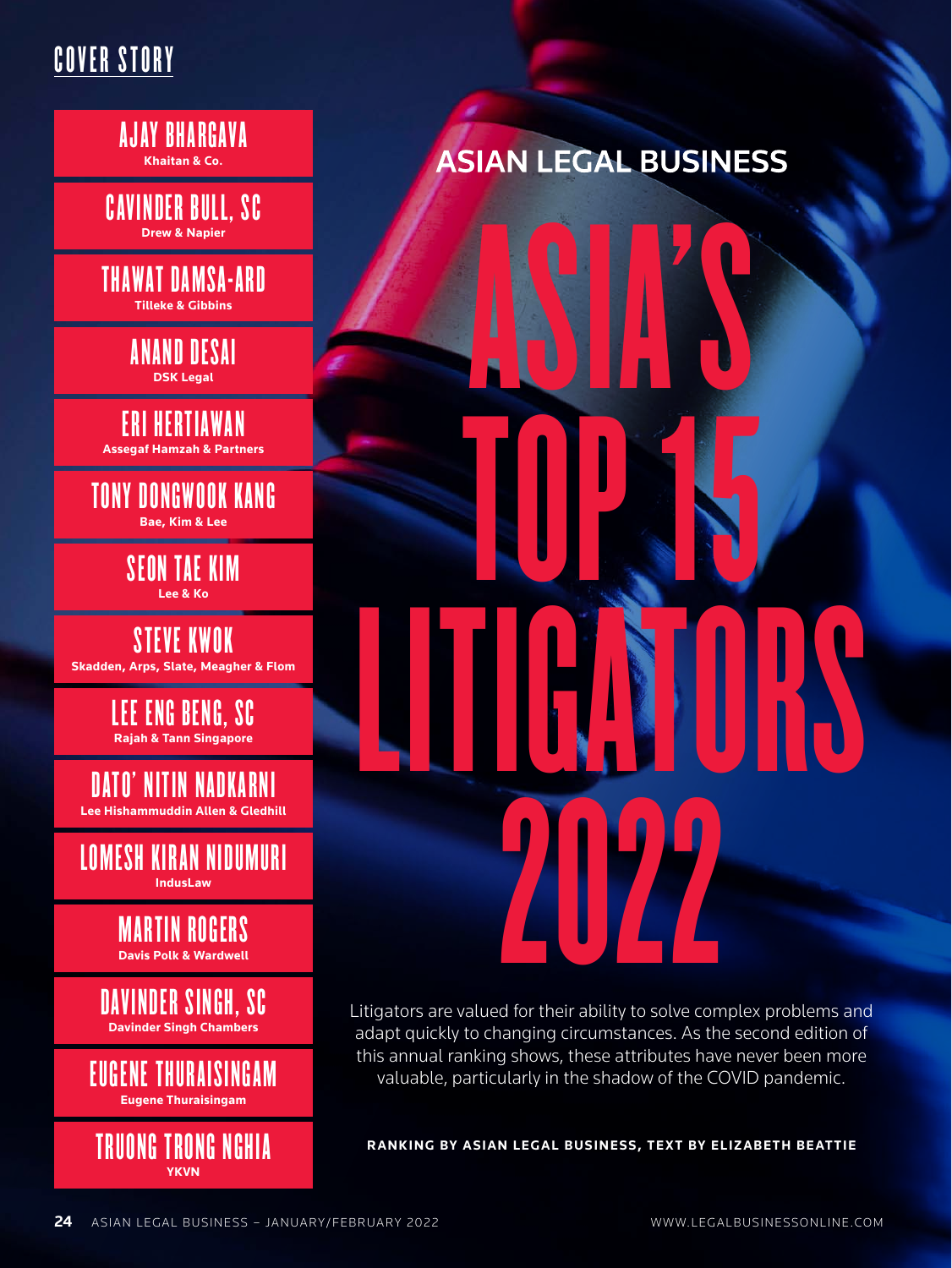COVER STORY

# ASIAN LEGAL BUSINESS

# ASIA'S TOP 15 LITIGATORS 2022

Litigators are valued for their ability to solve complex problems and adapt quickly to changing circumstances. As the second edition of this annual ranking shows, these attributes have never been more valuable, particularly in the shadow of the COVID pandemic.

**RANKING BY ASIAN LEGAL BUSINESS, TEXT BY ELIZABETH BEATTIE**

**AJAY BHARGAVA**
Khaitan & Co.

**CAVINDER BULL, SC**
Drew & Napier

**THAWAT DAMSA-ARD**
Tilleke & Gibbins

**ANAND DESAI**
DSK Legal

**ERI HERTIAWAN**
Assegaf Hamzah & Partners

**TONY DONGWOOK KANG**
Bae, Kim & Lee

**SEON TAE KIM**
Lee & Ko

**STEVE KWOK**
Skadden, Arps, Slate, Meagher & Flom

**LEE ENG BENG, SC**
Rajah & Tann Singapore

**DATO' NITIN NADKARNI**
Lee Hishammuddin Allen & Gledhill

**LOMESH KIRAN NIDUMURI**
IndusLaw

**MARTIN ROGERS**
Davis Polk & Wardwell

**DAVINDER SINGH, SC**
Davinder Singh Chambers

**EUGENE THURAISINGAM**
Eugene Thuraisingam

**TRUONG TRONG NGHIA**
YKVN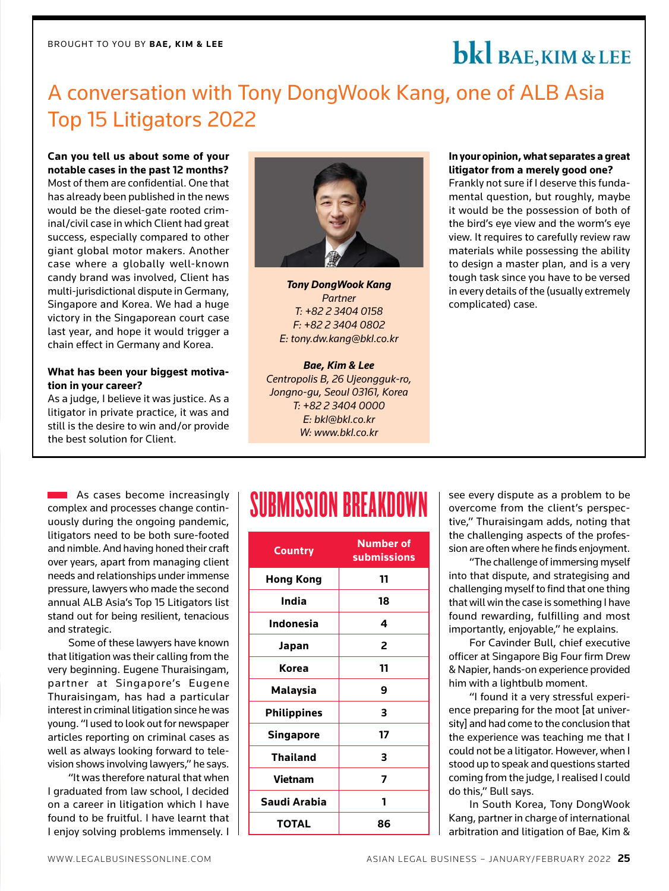BROUGHT TO YOU BY **BAE, KIM & LEE**

**bkl BAE, KIM & LEE**

# A conversation with Tony DongWook Kang, one of ALB Asia Top 15 Litigators 2022

**Can you tell us about some of your notable cases in the past 12 months?**
Most of them are confidential. One that has already been published in the news would be the diesel-gate rooted criminal/civil case in which Client had great success, especially compared to other giant global motor makers. Another case where a globally well-known candy brand was involved, Client has multi-jurisdictional dispute in Germany, Singapore and Korea. We had a huge victory in the Singaporean court case last year, and hope it would trigger a chain effect in Germany and Korea.

**What has been your biggest motivation in your career?**
As a judge, I believe it was justice. As a litigator in private practice, it was and still is the desire to win and/or provide the best solution for Client.

***Tony DongWook Kang***
*Partner*
*T: +82 2 3404 0158*
*F: +82 2 3404 0802*
*E: tony.dw.kang@bkl.co.kr*

***Bae, Kim & Lee***
*Centropolis B, 26 Ujeongguk-ro,*
*Jongno-gu, Seoul 03161, Korea*
*T: +82 2 3404 0000*
*E: bkl@bkl.co.kr*
*W: www.bkl.co.kr*

**In your opinion, what separates a great litigator from a merely good one?**
Frankly not sure if I deserve this fundamental question, but roughly, maybe it would be the possession of both of the bird's eye view and the worm's eye view. It requires to carefully review raw materials while possessing the ability to design a master plan, and is a very tough task since you have to be versed in every details of the (usually extremely complicated) case.

---

As cases become increasingly complex and processes change continuously during the ongoing pandemic, litigators need to be both sure-footed and nimble. And having honed their craft over years, apart from managing client needs and relationships under immense pressure, lawyers who made the second annual ALB Asia's Top 15 Litigators list stand out for being resilient, tenacious and strategic.

Some of these lawyers have known that litigation was their calling from the very beginning. Eugene Thuraisingam, partner at Singapore's Eugene Thuraisingam, has had a particular interest in criminal litigation since he was young. "I used to look out for newspaper articles reporting on criminal cases as well as always looking forward to television shows involving lawyers," he says.

"It was therefore natural that when I graduated from law school, I decided on a career in litigation which I have found to be fruitful. I have learnt that I enjoy solving problems immensely. I see every dispute as a problem to be overcome from the client's perspective," Thuraisingam adds, noting that the challenging aspects of the profession are often where he finds enjoyment.

"The challenge of immersing myself into that dispute, and strategising and challenging myself to find that one thing that will win the case is something I have found rewarding, fulfilling and most importantly, enjoyable," he explains.

For Cavinder Bull, chief executive officer at Singapore Big Four firm Drew & Napier, hands-on experience provided him with a lightbulb moment.

"I found it a very stressful experience preparing for the moot [at university] and had come to the conclusion that the experience was teaching me that I could not be a litigator. However, when I stood up to speak and questions started coming from the judge, I realised I could do this," Bull says.

In South Korea, Tony DongWook Kang, partner in charge of international arbitration and litigation of Bae, Kim &

## SUBMISSION BREAKDOWN

| Country | Number of submissions |
|---|---|
| Hong Kong | 11 |
| India | 18 |
| Indonesia | 4 |
| Japan | 2 |
| Korea | 11 |
| Malaysia | 9 |
| Philippines | 3 |
| Singapore | 17 |
| Thailand | 3 |
| Vietnam | 7 |
| Saudi Arabia | 1 |
| TOTAL | 86 |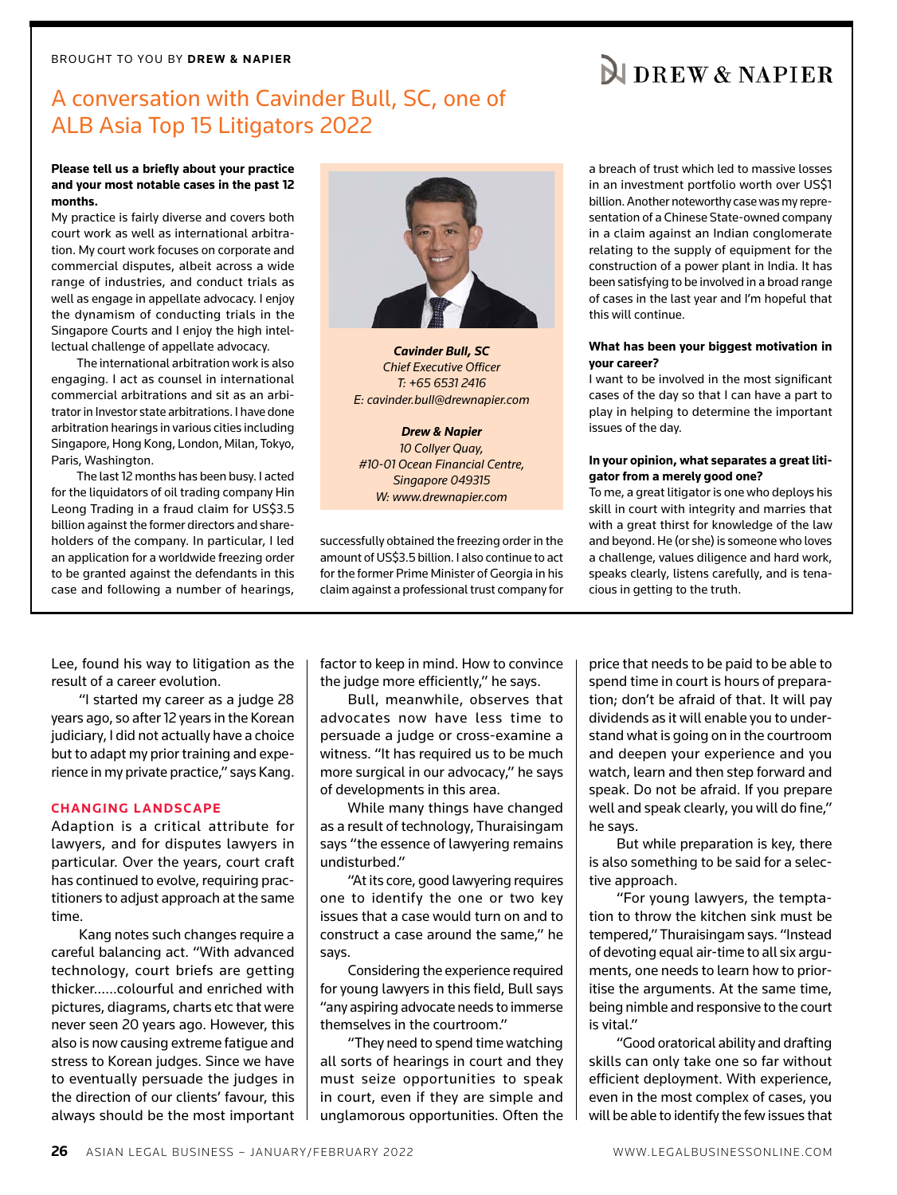BROUGHT TO YOU BY **DREW & NAPIER**

DREW & NAPIER

# A conversation with Cavinder Bull, SC, one of ALB Asia Top 15 Litigators 2022

**Please tell us a briefly about your practice and your most notable cases in the past 12 months.**

My practice is fairly diverse and covers both court work as well as international arbitration. My court work focuses on corporate and commercial disputes, albeit across a wide range of industries, and conduct trials as well as engage in appellate advocacy. I enjoy the dynamism of conducting trials in the Singapore Courts and I enjoy the high intellectual challenge of appellate advocacy.

The international arbitration work is also engaging. I act as counsel in international commercial arbitrations and sit as an arbitrator in Investor state arbitrations. I have done arbitration hearings in various cities including Singapore, Hong Kong, London, Milan, Tokyo, Paris, Washington.

The last 12 months has been busy. I acted for the liquidators of oil trading company Hin Leong Trading in a fraud claim for US$3.5 billion against the former directors and shareholders of the company. In particular, I led an application for a worldwide freezing order to be granted against the defendants in this case and following a number of hearings, successfully obtained the freezing order in the amount of US$3.5 billion. I also continue to act for the former Prime Minister of Georgia in his claim against a professional trust company for a breach of trust which led to massive losses in an investment portfolio worth over US$1 billion. Another noteworthy case was my representation of a Chinese State-owned company in a claim against an Indian conglomerate relating to the supply of equipment for the construction of a power plant in India. It has been satisfying to be involved in a broad range of cases in the last year and I'm hopeful that this will continue.

***Cavinder Bull, SC***
*Chief Executive Officer*
*T: +65 6531 2416*
*E: cavinder.bull@drewnapier.com*

***Drew & Napier***
*10 Collyer Quay,*
*#10-01 Ocean Financial Centre,*
*Singapore 049315*
*W: www.drewnapier.com*

**What has been your biggest motivation in your career?**

I want to be involved in the most significant cases of the day so that I can have a part to play in helping to determine the important issues of the day.

**In your opinion, what separates a great litigator from a merely good one?**

To me, a great litigator is one who deploys his skill in court with integrity and marries that with a great thirst for knowledge of the law and beyond. He (or she) is someone who loves a challenge, values diligence and hard work, speaks clearly, listens carefully, and is tenacious in getting to the truth.

---

Lee, found his way to litigation as the result of a career evolution.

"I started my career as a judge 28 years ago, so after 12 years in the Korean judiciary, I did not actually have a choice but to adapt my prior training and experience in my private practice," says Kang.

## CHANGING LANDSCAPE

Adaption is a critical attribute for lawyers, and for disputes lawyers in particular. Over the years, court craft has continued to evolve, requiring practitioners to adjust approach at the same time.

Kang notes such changes require a careful balancing act. "With advanced technology, court briefs are getting thicker......colourful and enriched with pictures, diagrams, charts etc that were never seen 20 years ago. However, this also is now causing extreme fatigue and stress to Korean judges. Since we have to eventually persuade the judges in the direction of our clients' favour, this always should be the most important factor to keep in mind. How to convince the judge more efficiently," he says.

Bull, meanwhile, observes that advocates now have less time to persuade a judge or cross-examine a witness. "It has required us to be much more surgical in our advocacy," he says of developments in this area.

While many things have changed as a result of technology, Thuraisingam says "the essence of lawyering remains undisturbed."

"At its core, good lawyering requires one to identify the one or two key issues that a case would turn on and to construct a case around the same," he says.

Considering the experience required for young lawyers in this field, Bull says "any aspiring advocate needs to immerse themselves in the courtroom."

"They need to spend time watching all sorts of hearings in court and they must seize opportunities to speak in court, even if they are simple and unglamorous opportunities. Often the price that needs to be paid to be able to spend time in court is hours of preparation; don't be afraid of that. It will pay dividends as it will enable you to understand what is going on in the courtroom and deepen your experience and you watch, learn and then step forward and speak. Do not be afraid. If you prepare well and speak clearly, you will do fine," he says.

But while preparation is key, there is also something to be said for a selective approach.

"For young lawyers, the temptation to throw the kitchen sink must be tempered," Thuraisingam says. "Instead of devoting equal air-time to all six arguments, one needs to learn how to prioritise the arguments. At the same time, being nimble and responsive to the court is vital."

"Good oratorical ability and drafting skills can only take one so far without efficient deployment. With experience, even in the most complex of cases, you will be able to identify the few issues that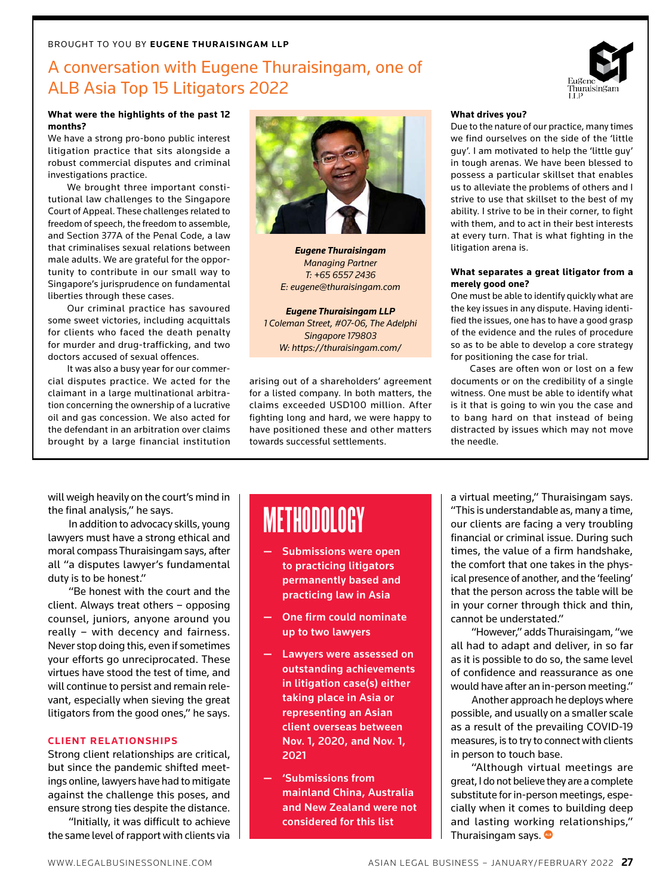BROUGHT TO YOU BY **EUGENE THURAISINGAM LLP**

## A conversation with Eugene Thuraisingam, one of ALB Asia Top 15 Litigators 2022

**What were the highlights of the past 12 months?**

We have a strong pro-bono public interest litigation practice that sits alongside a robust commercial disputes and criminal investigations practice.

We brought three important constitutional law challenges to the Singapore Court of Appeal. These challenges related to freedom of speech, the freedom to assemble, and Section 377A of the Penal Code, a law that criminalises sexual relations between male adults. We are grateful for the opportunity to contribute in our small way to Singapore's jurisprudence on fundamental liberties through these cases.

Our criminal practice has savoured some sweet victories, including acquittals for clients who faced the death penalty for murder and drug-trafficking, and two doctors accused of sexual offences.

It was also a busy year for our commercial disputes practice. We acted for the claimant in a large multinational arbitration concerning the ownership of a lucrative oil and gas concession. We also acted for the defendant in an arbitration over claims brought by a large financial institution arising out of a shareholders' agreement for a listed company. In both matters, the claims exceeded USD100 million. After fighting long and hard, we were happy to have positioned these and other matters towards successful settlements.

***Eugene Thuraisingam***
*Managing Partner*
*T: +65 6557 2436*
*E: eugene@thuraisingam.com*

***Eugene Thuraisingam LLP***
*1 Coleman Street, #07-06, The Adelphi*
*Singapore 179803*
*W: https://thuraisingam.com/*

**What drives you?**

Due to the nature of our practice, many times we find ourselves on the side of the 'little guy'. I am motivated to help the 'little guy' in tough arenas. We have been blessed to possess a particular skillset that enables us to alleviate the problems of others and I strive to use that skillset to the best of my ability. I strive to be in their corner, to fight with them, and to act in their best interests at every turn. That is what fighting in the litigation arena is.

**What separates a great litigator from a merely good one?**

One must be able to identify quickly what are the key issues in any dispute. Having identified the issues, one has to have a good grasp of the evidence and the rules of procedure so as to be able to develop a core strategy for positioning the case for trial.

Cases are often won or lost on a few documents or on the credibility of a single witness. One must be able to identify what is it that is going to win you the case and to bang hard on that instead of being distracted by issues which may not move the needle.

---

will weigh heavily on the court's mind in the final analysis," he says.

In addition to advocacy skills, young lawyers must have a strong ethical and moral compass Thuraisingam says, after all "a disputes lawyer's fundamental duty is to be honest."

"Be honest with the court and the client. Always treat others – opposing counsel, juniors, anyone around you really – with decency and fairness. Never stop doing this, even if sometimes your efforts go unreciprocated. These virtues have stood the test of time, and will continue to persist and remain relevant, especially when sieving the great litigators from the good ones," he says.

### CLIENT RELATIONSHIPS

Strong client relationships are critical, but since the pandemic shifted meetings online, lawyers have had to mitigate against the challenge this poses, and ensure strong ties despite the distance.

"Initially, it was difficult to achieve the same level of rapport with clients via a virtual meeting," Thuraisingam says. "This is understandable as, many a time, our clients are facing a very troubling financial or criminal issue. During such times, the value of a firm handshake, the comfort that one takes in the physical presence of another, and the 'feeling' that the person across the table will be in your corner through thick and thin, cannot be understated."

"However," adds Thuraisingam, "we all had to adapt and deliver, in so far as it is possible to do so, the same level of confidence and reassurance as one would have after an in-person meeting."

Another approach he deploys where possible, and usually on a smaller scale as a result of the prevailing COVID-19 measures, is to try to connect with clients in person to touch base.

"Although virtual meetings are great, I do not believe they are a complete substitute for in-person meetings, especially when it comes to building deep and lasting working relationships," Thuraisingam says.

## METHODOLOGY

- **Submissions were open to practicing litigators permanently based and practicing law in Asia**
- **One firm could nominate up to two lawyers**
- **Lawyers were assessed on outstanding achievements in litigation case(s) either taking place in Asia or representing an Asian client overseas between Nov. 1, 2020, and Nov. 1, 2021**
- **'Submissions from mainland China, Australia and New Zealand were not considered for this list**